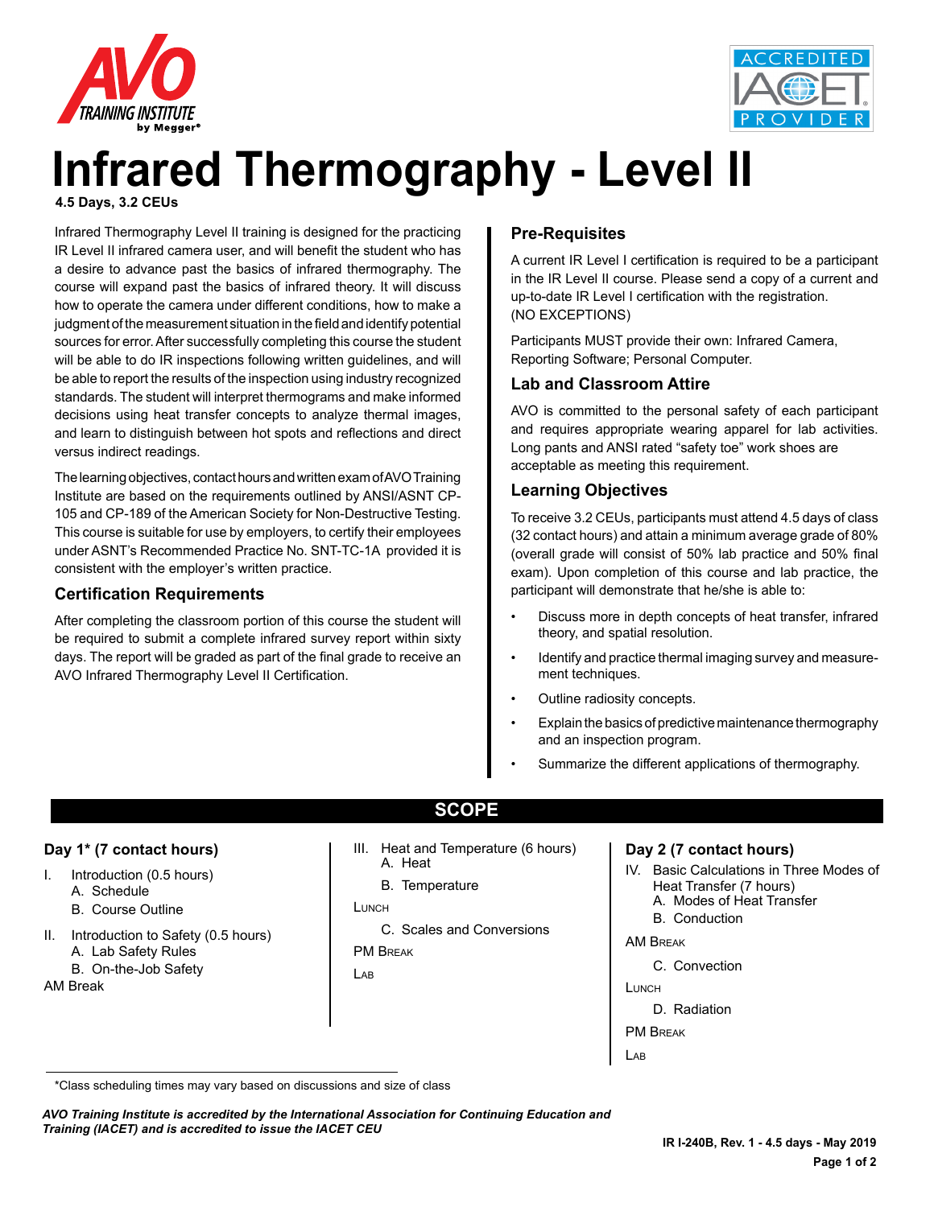# Infrared Thermography - Level II

**4.5 Days, 3.2 CEUs**

Infrared Thermography Level II training is designed for the practicing IR Level II infrared camera user, and will benefit the student who has a desire to advance past the basics of infrared thermography. The course will expand past the basics of infrared theory. It will discuss how to operate the camera under different conditions, how to make a judgment of the measurement situation in the field and identify potential sources for error. After successfully completing this course the student will be able to do IR inspections following written guidelines, and will be able to report the results of the inspection using industry recognized standards. The student will interpret thermograms and make informed decisions using heat transfer concepts to analyze thermal images, and learn to distinguish between hot spots and reflections and direct versus indirect readings.

The learning objectives, contact hours and written exam of AVO Training Institute are based on the requirements outlined by ANSI/ASNT CP-105 and CP-189 of the American Society for Non-Destructive Testing. This course is suitable for use by employers, to certify their employees under ASNT's Recommended Practice No. SNT-TC-1A provided it is consistent with the employer's written practice.

## Certification Requirements

After completing the classroom portion of this course the student will be required to submit a complete infrared survey report within sixty days. The report will be graded as part of the final grade to receive an AVO Infrared Thermography Level II Certification.

## Pre-Requisites

A current IR Level I certification is required to be a participant in the IR Level II course. Please send a copy of a current and up-to-date IR Level I certification with the registration. (NO EXCEPTIONS)

Participants MUST provide their own: Infrared Camera, Reporting Software; Personal Computer.

## Lab and Classroom Attire

AVO is committed to the personal safety of each participant and requires appropriate wearing apparel for lab activities. Long pants and ANSI rated "safety toe" work shoes are acceptable as meeting this requirement.

## Learning Objectives

To receive 3.2 CEUs, participants must attend 4.5 days of class (32 contact hours) and attain a minimum average grade of 80% (overall grade will consist of 50% lab practice and 50% final exam). Upon completion of this course and lab practice, the participant will demonstrate that he/she is able to:

- Discuss more in depth concepts of heat transfer, infrared theory, and spatial resolution.
- Identify and practice thermal imaging survey and measurement techniques.
- Outline radiosity concepts.
- Explain the basics of predictive maintenance thermography and an inspection program.
- Summarize the different applications of thermography.

## SCOPE

### Day 1* (7 contact hours)

I. Introduction (0.5 hours)
   A. Schedule
   B. Course Outline

II. Introduction to Safety (0.5 hours)
   A. Lab Safety Rules
   B. On-the-Job Safety

AM Break

III. Heat and Temperature (6 hours)
   A. Heat
   B. Temperature

Lunch

   C. Scales and Conversions

PM Break

Lab

### Day 2 (7 contact hours)

IV. Basic Calculations in Three Modes of Heat Transfer (7 hours)
   A. Modes of Heat Transfer
   B. Conduction

AM Break

   C. Convection

Lunch

   D. Radiation

PM Break

Lab

*Class scheduling times may vary based on discussions and size of class

*AVO Training Institute is accredited by the International Association for Continuing Education and Training (IACET) and is accredited to issue the IACET CEU*

IR I-240B, Rev. 1 - 4.5 days - May 2019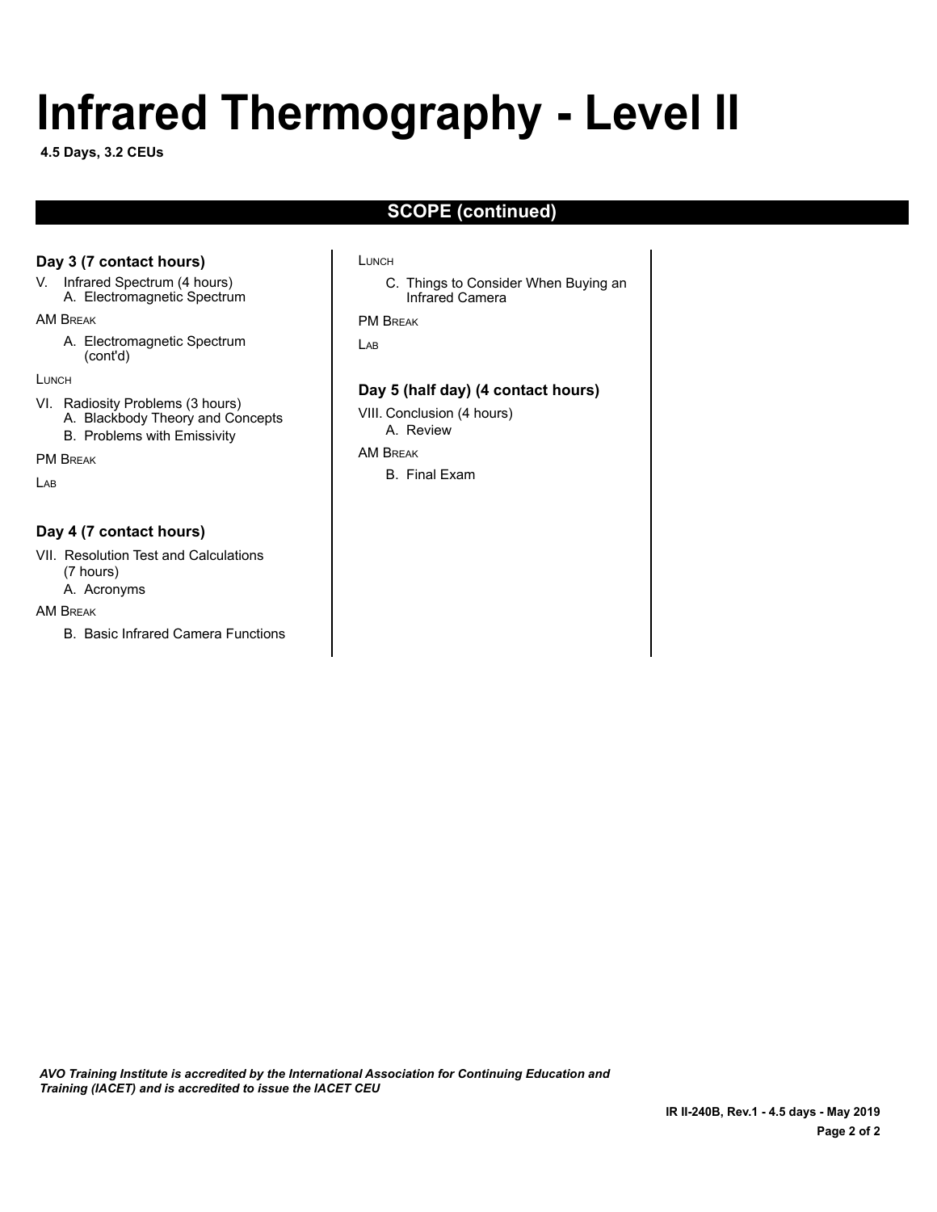# Infrared Thermography - Level II

**4.5 Days, 3.2 CEUs**

## SCOPE (continued)

### Day 3 (7 contact hours)

V. Infrared Spectrum (4 hours)
   - A. Electromagnetic Spectrum

AM Break

   - A. Electromagnetic Spectrum (cont'd)

Lunch

VI. Radiosity Problems (3 hours)
   - A. Blackbody Theory and Concepts
   - B. Problems with Emissivity

PM Break

Lab

### Day 4 (7 contact hours)

VII. Resolution Test and Calculations (7 hours)
   - A. Acronyms

AM Break

   - B. Basic Infrared Camera Functions

Lunch

   - C. Things to Consider When Buying an Infrared Camera

PM Break

Lab

### Day 5 (half day) (4 contact hours)

VIII. Conclusion (4 hours)
   - A. Review

AM Break

   - B. Final Exam

*AVO Training Institute is accredited by the International Association for Continuing Education and Training (IACET) and is accredited to issue the IACET CEU*

**IR II-240B, Rev.1 - 4.5 days - May 2019**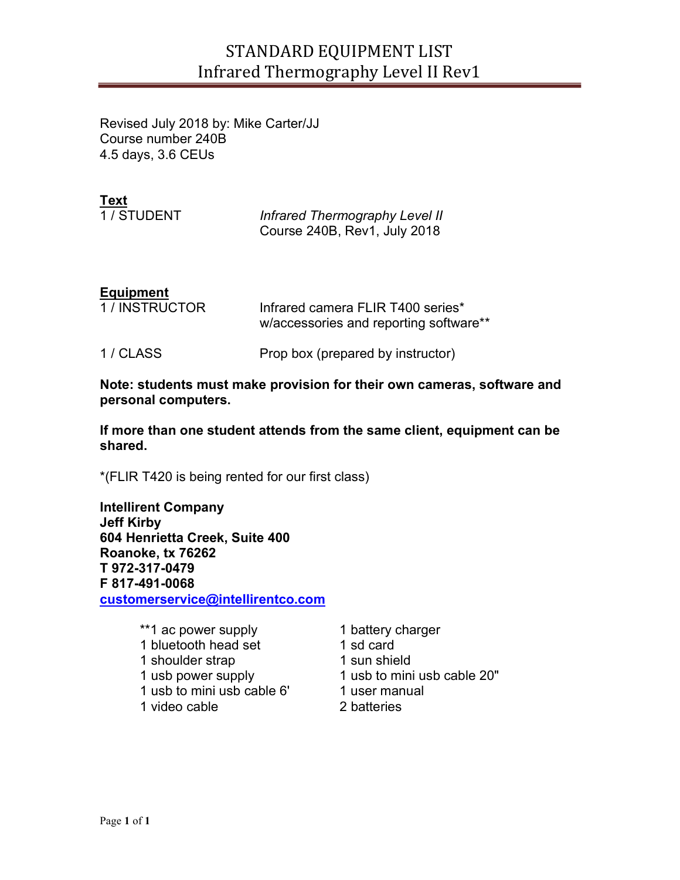# STANDARD EQUIPMENT LIST
# Infrared Thermography Level II Rev1

Revised July 2018 by: Mike Carter/JJ
Course number 240B
4.5 days, 3.6 CEUs

**Text**

| | |
|---|---|
| 1 / STUDENT | *Infrared Thermography Level II* Course 240B, Rev1, July 2018 |

**Equipment**

| | |
|---|---|
| 1 / INSTRUCTOR | Infrared camera FLIR T400 series* w/accessories and reporting software** |
| 1 / CLASS | Prop box (prepared by instructor) |

**Note: students must make provision for their own cameras, software and personal computers.**

**If more than one student attends from the same client, equipment can be shared.**

*(FLIR T420 is being rented for our first class)

**Intellirent Company**
**Jeff Kirby**
**604 Henrietta Creek, Suite 400**
**Roanoke, tx 76262**
**T 972-317-0479**
**F 817-491-0068**
**customerservice@intellirentco.com**

| | |
|---|---|
| **1 ac power supply | 1 battery charger |
| 1 bluetooth head set | 1 sd card |
| 1 shoulder strap | 1 sun shield |
| 1 usb power supply | 1 usb to mini usb cable 20" |
| 1 usb to mini usb cable 6' | 1 user manual |
| 1 video cable | 2 batteries |